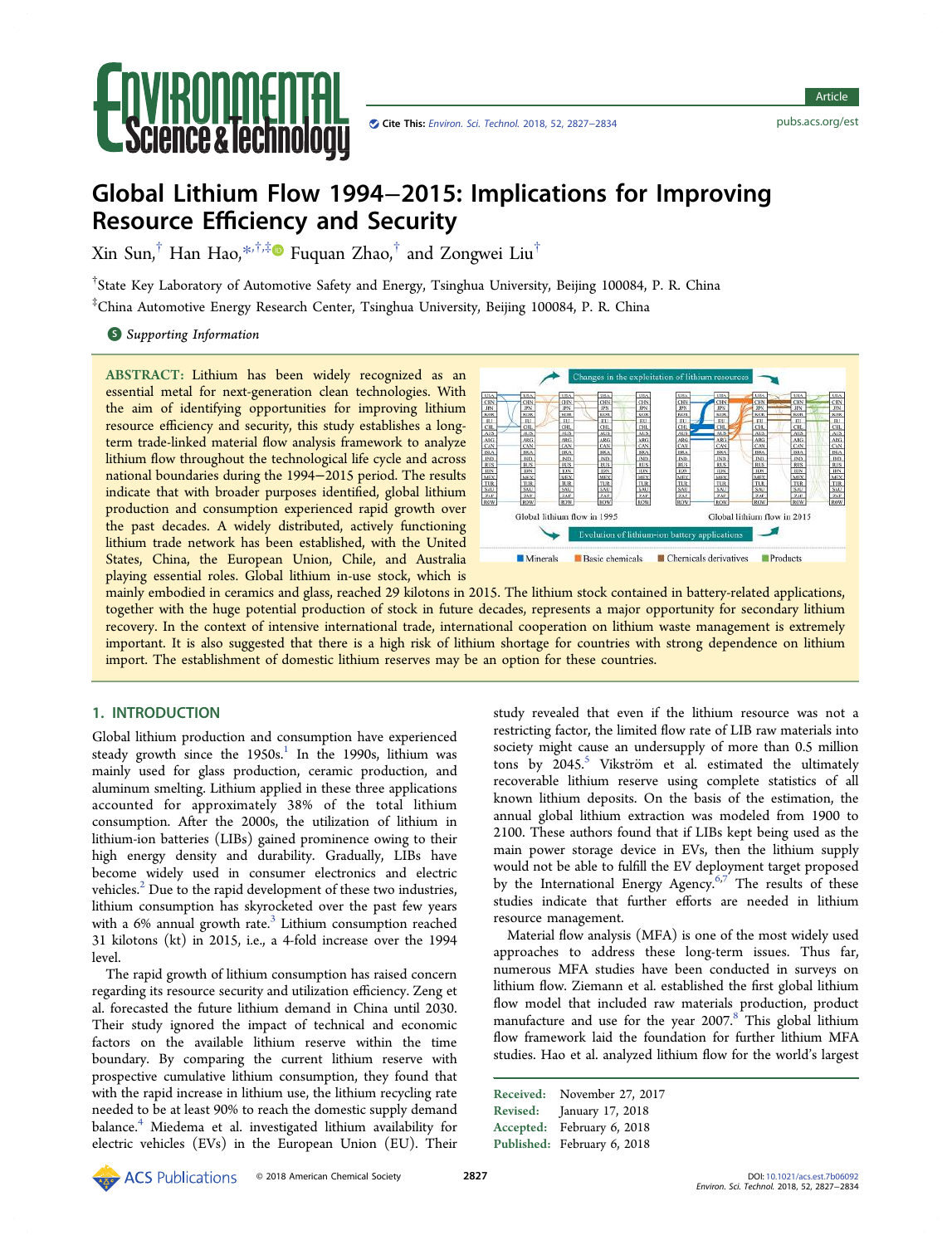# Global Lithium Flow 1994−2015: Implications for Improving Resource Efficiency and Security

Xin Sun,[†] Han Hao,*[,†,‡] Fuquan Zhao,[†] and Zongwei Liu[†]

[†]State Key Laboratory of Automotive Safety and Energy, Tsinghua University, Beijing 100084, P. R. China

[‡]China Automotive Energy Research Center, Tsinghua University, Beijing 100084, P. R. China

Supporting Information

**ABSTRACT:** Lithium has been widely recognized as an essential metal for next-generation clean technologies. With the aim of identifying opportunities for improving lithium resource efficiency and security, this study establishes a long-term trade-linked material flow analysis framework to analyze lithium flow throughout the technological life cycle and across national boundaries during the 1994−2015 period. The results indicate that with broader purposes identified, global lithium production and consumption experienced rapid growth over the past decades. A widely distributed, actively functioning lithium trade network has been established, with the United States, China, the European Union, Chile, and Australia playing essential roles. Global lithium in-use stock, which is mainly embodied in ceramics and glass, reached 29 kilotons in 2015. The lithium stock contained in battery-related applications, together with the huge potential production of stock in future decades, represents a major opportunity for secondary lithium recovery. In the context of intensive international trade, international cooperation on lithium waste management is extremely important. It is also suggested that there is a high risk of lithium shortage for countries with strong dependence on lithium import. The establishment of domestic lithium reserves may be an option for these countries.

## 1. INTRODUCTION

Global lithium production and consumption have experienced steady growth since the 1950s.[1] In the 1990s, lithium was mainly used for glass production, ceramic production, and aluminum smelting. Lithium applied in these three applications accounted for approximately 38% of the total lithium consumption. After the 2000s, the utilization of lithium in lithium-ion batteries (LIBs) gained prominence owing to their high energy density and durability. Gradually, LIBs have become widely used in consumer electronics and electric vehicles.[2] Due to the rapid development of these two industries, lithium consumption has skyrocketed over the past few years with a 6% annual growth rate.[3] Lithium consumption reached 31 kilotons (kt) in 2015, i.e., a 4-fold increase over the 1994 level.

The rapid growth of lithium consumption has raised concern regarding its resource security and utilization efficiency. Zeng et al. forecasted the future lithium demand in China until 2030. Their study ignored the impact of technical and economic factors on the available lithium reserve within the time boundary. By comparing the current lithium reserve with prospective cumulative lithium consumption, they found that with the rapid increase in lithium use, the lithium recycling rate needed to be at least 90% to reach the domestic supply demand balance.[4] Miedema et al. investigated lithium availability for electric vehicles (EVs) in the European Union (EU). Their study revealed that even if the lithium resource was not a restricting factor, the limited flow rate of LIB raw materials into society might cause an undersupply of more than 0.5 million tons by 2045.[5] Vikström et al. estimated the ultimately recoverable lithium reserve using complete statistics of all known lithium deposits. On the basis of the estimation, the annual global lithium extraction was modeled from 1900 to 2100. These authors found that if LIBs kept being used as the main power storage device in EVs, then the lithium supply would not be able to fulfill the EV deployment target proposed by the International Energy Agency.[6,7] The results of these studies indicate that further efforts are needed in lithium resource management.

Material flow analysis (MFA) is one of the most widely used approaches to address these long-term issues. Thus far, numerous MFA studies have been conducted in surveys on lithium flow. Ziemann et al. established the first global lithium flow model that included raw materials production, product manufacture and use for the year 2007.[8] This global lithium flow framework laid the foundation for further lithium MFA studies. Hao et al. analyzed lithium flow for the world's largest

Received: November 27, 2017
Revised: January 17, 2018
Accepted: February 6, 2018
Published: February 6, 2018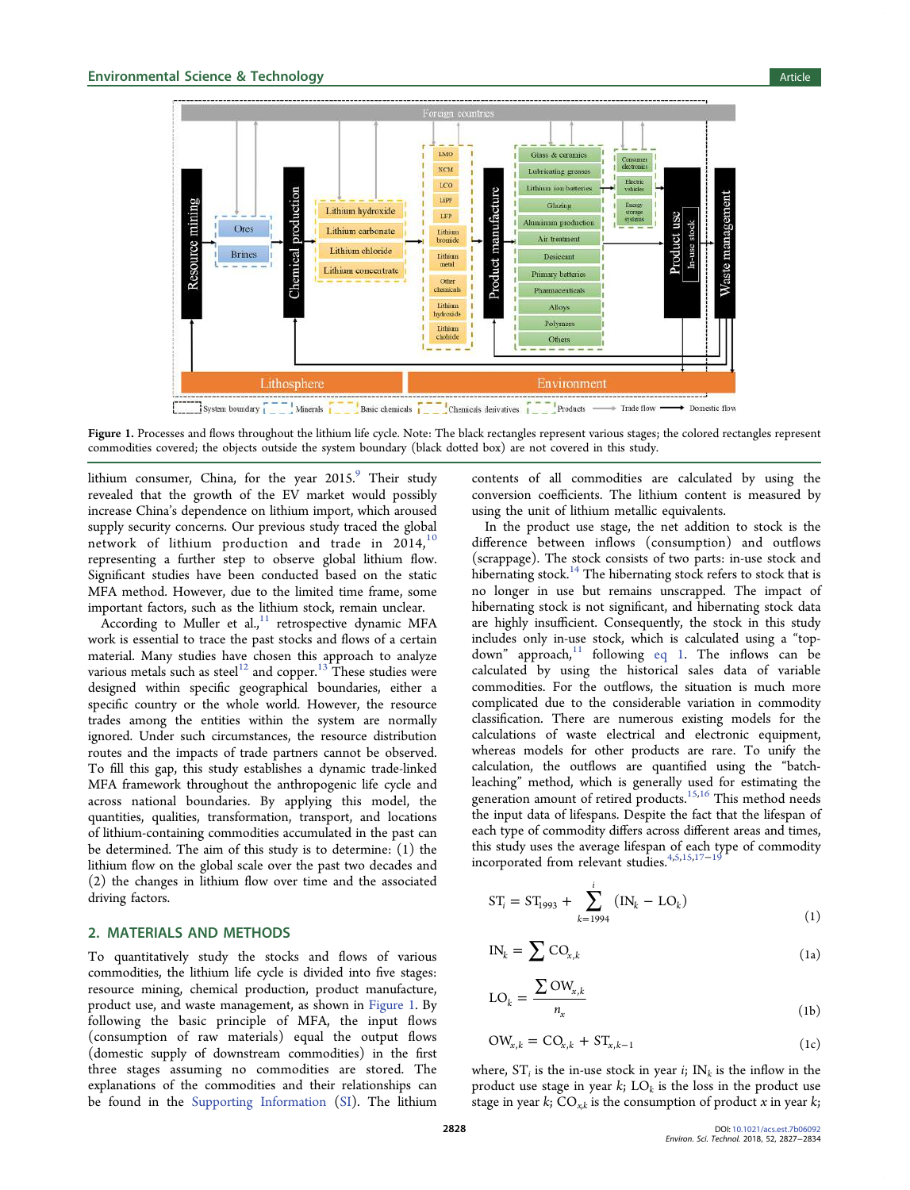Figure 1. Processes and flows throughout the lithium life cycle. Note: The black rectangles represent various stages; the colored rectangles represent commodities covered; the objects outside the system boundary (black dotted box) are not covered in this study.

lithium consumer, China, for the year 2015.[9] Their study revealed that the growth of the EV market would possibly increase China's dependence on lithium import, which aroused supply security concerns. Our previous study traced the global network of lithium production and trade in 2014,[10] representing a further step to observe global lithium flow. Significant studies have been conducted based on the static MFA method. However, due to the limited time frame, some important factors, such as the lithium stock, remain unclear.

According to Muller et al.,[11] retrospective dynamic MFA work is essential to trace the past stocks and flows of a certain material. Many studies have chosen this approach to analyze various metals such as steel[12] and copper.[13] These studies were designed within specific geographical boundaries, either a specific country or the whole world. However, the resource trades among the entities within the system are normally ignored. Under such circumstances, the resource distribution routes and the impacts of trade partners cannot be observed. To fill this gap, this study establishes a dynamic trade-linked MFA framework throughout the anthropogenic life cycle and across national boundaries. By applying this model, the quantities, qualities, transformation, transport, and locations of lithium-containing commodities accumulated in the past can be determined. The aim of this study is to determine: (1) the lithium flow on the global scale over the past two decades and (2) the changes in lithium flow over time and the associated driving factors.

## 2. MATERIALS AND METHODS

To quantitatively study the stocks and flows of various commodities, the lithium life cycle is divided into five stages: resource mining, chemical production, product manufacture, product use, and waste management, as shown in Figure 1. By following the basic principle of MFA, the input flows (consumption of raw materials) equal the output flows (domestic supply of downstream commodities) in the first three stages assuming no commodities are stored. The explanations of the commodities and their relationships can be found in the Supporting Information (SI). The lithium contents of all commodities are calculated by using the conversion coefficients. The lithium content is measured by using the unit of lithium metallic equivalents.

In the product use stage, the net addition to stock is the difference between inflows (consumption) and outflows (scrappage). The stock consists of two parts: in-use stock and hibernating stock.[14] The hibernating stock refers to stock that is no longer in use but remains unscrapped. The impact of hibernating stock is not significant, and hibernating stock data are highly insufficient. Consequently, the stock in this study includes only in-use stock, which is calculated using a "top-down" approach,[11] following eq 1. The inflows can be calculated by using the historical sales data of variable commodities. For the outflows, the situation is much more complicated due to the considerable variation in commodity classification. There are numerous existing models for the calculations of waste electrical and electronic equipment, whereas models for other products are rare. To unify the calculation, the outflows are quantified using the "batch-leaching" method, which is generally used for estimating the generation amount of retired products.[15,16] This method needs the input data of lifespans. Despite the fact that the lifespan of each type of commodity differs across different areas and times, this study uses the average lifespan of each type of commodity incorporated from relevant studies.[4,5,15,17–19]

$$ST_i = ST_{1993} + \sum_{k=1994}^{i} (IN_k - LO_k) \tag{1}$$

$$IN_k = \sum CO_{x,k} \tag{1a}$$

$$LO_k = \frac{\sum OW_{x,k}}{n_x} \tag{1b}$$

$$OW_{x,k} = CO_{x,k} + ST_{x,k-1} \tag{1c}$$

where, $ST_i$ is the in-use stock in year $i$; $IN_k$ is the inflow in the product use stage in year $k$; $LO_k$ is the loss in the product use stage in year $k$; $CO_{x,k}$ is the consumption of product $x$ in year $k$;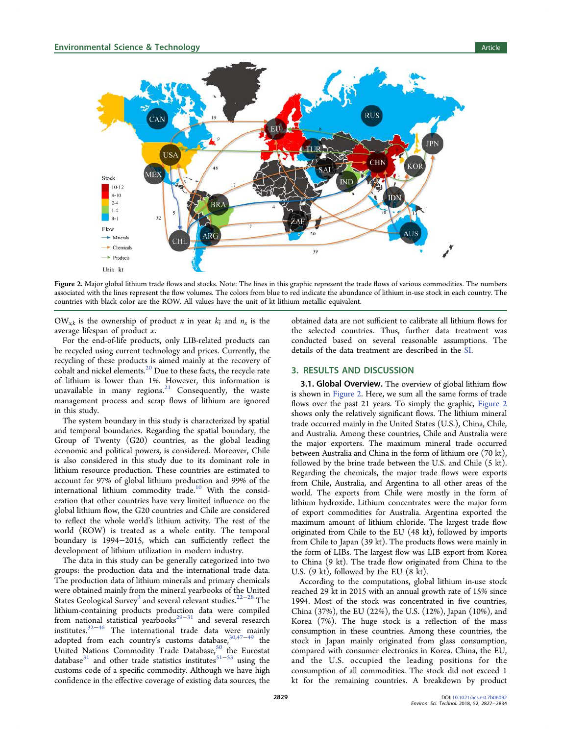Figure 2. Major global lithium trade flows and stocks. Note: The lines in this graphic represent the trade flows of various commodities. The numbers associated with the lines represent the flow volumes. The colors from blue to red indicate the abundance of lithium in-use stock in each country. The countries with black color are the ROW. All values have the unit of kt lithium metallic equivalent.

$OW_{x,k}$ is the ownership of product $x$ in year $k$; and $n_x$ is the average lifespan of product $x$.

For the end-of-life products, only LIB-related products can be recycled using current technology and prices. Currently, the recycling of these products is aimed mainly at the recovery of cobalt and nickel elements.[20] Due to these facts, the recycle rate of lithium is lower than 1%. However, this information is unavailable in many regions.[21] Consequently, the waste management process and scrap flows of lithium are ignored in this study.

The system boundary in this study is characterized by spatial and temporal boundaries. Regarding the spatial boundary, the Group of Twenty (G20) countries, as the global leading economic and political powers, is considered. Moreover, Chile is also considered in this study due to its dominant role in lithium resource production. These countries are estimated to account for 97% of global lithium production and 99% of the international lithium commodity trade.[10] With the consideration that other countries have very limited influence on the global lithium flow, the G20 countries and Chile are considered to reflect the whole world's lithium activity. The rest of the world (ROW) is treated as a whole entity. The temporal boundary is 1994−2015, which can sufficiently reflect the development of lithium utilization in modern industry.

The data in this study can be generally categorized into two groups: the production data and the international trade data. The production data of lithium minerals and primary chemicals were obtained mainly from the mineral yearbooks of the United States Geological Survey[3] and several relevant studies.[22−28] The lithium-containing products production data were compiled from national statistical yearbooks[29−31] and several research institutes.[32−46] The international trade data were mainly adopted from each country's customs database,[30,47−49] the United Nations Commodity Trade Database,[50] the Eurostat database[31] and other trade statistics institutes[51−53] using the customs code of a specific commodity. Although we have high confidence in the effective coverage of existing data sources, the obtained data are not sufficient to calibrate all lithium flows for the selected countries. Thus, further data treatment was conducted based on several reasonable assumptions. The details of the data treatment are described in the SI.

## 3. RESULTS AND DISCUSSION

**3.1. Global Overview.** The overview of global lithium flow is shown in Figure 2. Here, we sum all the same forms of trade flows over the past 21 years. To simply the graphic, Figure 2 shows only the relatively significant flows. The lithium mineral trade occurred mainly in the United States (U.S.), China, Chile, and Australia. Among these countries, Chile and Australia were the major exporters. The maximum mineral trade occurred between Australia and China in the form of lithium ore (70 kt), followed by the brine trade between the U.S. and Chile (5 kt). Regarding the chemicals, the major trade flows were exports from Chile, Australia, and Argentina to all other areas of the world. The exports from Chile were mostly in the form of lithium hydroxide. Lithium concentrates were the major form of export commodities for Australia. Argentina exported the maximum amount of lithium chloride. The largest trade flow originated from Chile to the EU (48 kt), followed by imports from Chile to Japan (39 kt). The products flows were mainly in the form of LIBs. The largest flow was LIB export from Korea to China (9 kt). The trade flow originated from China to the U.S. (9 kt), followed by the EU (8 kt).

According to the computations, global lithium in-use stock reached 29 kt in 2015 with an annual growth rate of 15% since 1994. Most of the stock was concentrated in five countries, China (37%), the EU (22%), the U.S. (12%), Japan (10%), and Korea (7%). The huge stock is a reflection of the mass consumption in these countries. Among these countries, the stock in Japan mainly originated from glass consumption, compared with consumer electronics in Korea. China, the EU, and the U.S. occupied the leading positions for the consumption of all commodities. The stock did not exceed 1 kt for the remaining countries. A breakdown by product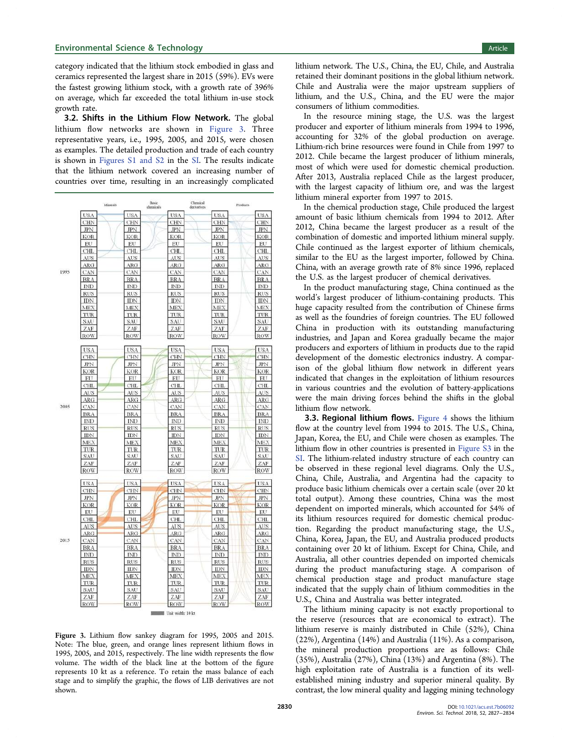category indicated that the lithium stock embodied in glass and ceramics represented the largest share in 2015 (59%). EVs were the fastest growing lithium stock, with a growth rate of 396% on average, which far exceeded the total lithium in-use stock growth rate.

### 3.2. Shifts in the Lithium Flow Network.

The global lithium flow networks are shown in Figure 3. Three representative years, i.e., 1995, 2005, and 2015, were chosen as examples. The detailed production and trade of each country is shown in Figures S1 and S2 in the SI. The results indicate that the lithium network covered an increasing number of countries over time, resulting in an increasingly complicated lithium network. The U.S., China, the EU, Chile, and Australia retained their dominant positions in the global lithium network. Chile and Australia were the major suppliers of lithium, and the U.S., China, and the EU were the major consumers of lithium commodities.

In the resource mining stage, the U.S. was the largest producer and exporter of lithium minerals from 1994 to 1996, accounting for 32% of the global production on average. Lithium-rich brine resources were found in Chile from 1997 to 2012. Chile became the largest producer of lithium minerals, most of which were used for domestic chemical production. After 2013, Australia replaced Chile as the largest producer, with the largest capacity of lithium ore, and was the largest lithium mineral exporter from 1997 to 2015.

In the chemical production stage, Chile produced the largest amount of basic lithium chemicals from 1994 to 2012. After 2012, China became the largest producer as a result of the combination of domestic and imported lithium mineral supply. Chile continued as the largest exporter of lithium chemicals, similar to the EU as the largest importer, followed by China. China, with an average growth rate of 8% since 1996, replaced the U.S. as the largest producer of chemical derivatives.

In the product manufacturing stage, China continued as the world's largest producer of lithium-containing products. This huge capacity resulted from the contribution of Chinese firms as well as the foundries of foreign countries. The EU followed China in production with its outstanding manufacturing industries, and Japan and Korea gradually became the major producers and exporters of lithium in products due to the rapid development of the domestic electronics industry. A comparison of the global lithium flow network in different years indicated that changes in the exploitation of lithium resources in various countries and the evolution of battery-applications were the main driving forces behind the shifts in the global lithium flow network.

Figure 3. Lithium flow sankey diagram for 1995, 2005 and 2015. Note: The blue, green, and orange lines represent lithium flows in 1995, 2005, and 2015, respectively. The line width represents the flow volume. The width of the black line at the bottom of the figure represents 10 kt as a reference. To retain the mass balance of each stage and to simplify the graphic, the flows of LIB derivatives are not shown.

### 3.3. Regional lithium flows.

Figure 4 shows the lithium flow at the country level from 1994 to 2015. The U.S., China, Japan, Korea, the EU, and Chile were chosen as examples. The lithium flow in other countries is presented in Figure S3 in the SI. The lithium-related industry structure of each country can be observed in these regional level diagrams. Only the U.S., China, Chile, Australia, and Argentina had the capacity to produce basic lithium chemicals over a certain scale (over 20 kt total output). Among these countries, China was the most dependent on imported minerals, which accounted for 54% of its lithium resources required for domestic chemical production. Regarding the product manufacturing stage, the U.S., China, Korea, Japan, the EU, and Australia produced products containing over 20 kt of lithium. Except for China, Chile, and Australia, all other countries depended on imported chemicals during the product manufacturing stage. A comparison of chemical production stage and product manufacture stage indicated that the supply chain of lithium commodities in the U.S., China and Australia was better integrated.

The lithium mining capacity is not exactly proportional to the reserve (resources that are economical to extract). The lithium reserve is mainly distributed in Chile (52%), China (22%), Argentina (14%) and Australia (11%). As a comparison, the mineral production proportions are as follows: Chile (35%), Australia (27%), China (13%) and Argentina (8%). The high exploitation rate of Australia is a function of its well-established mining industry and superior mineral quality. By contrast, the low mineral quality and lagging mining technology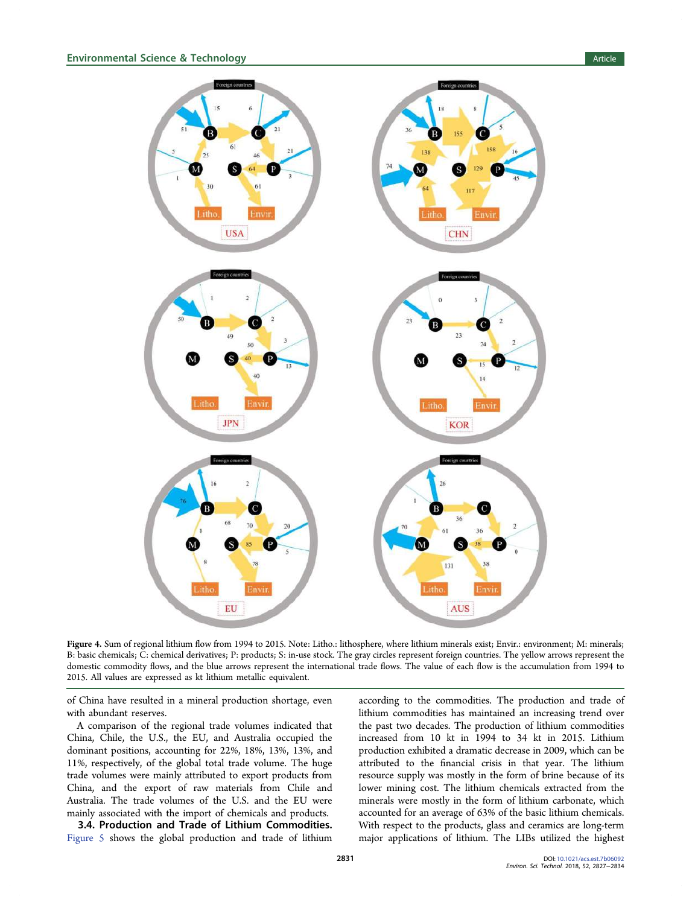Figure 4. Sum of regional lithium flow from 1994 to 2015. Note: Litho.: lithosphere, where lithium minerals exist; Envir.: environment; M: minerals; B: basic chemicals; C: chemical derivatives; P: products; S: in-use stock. The gray circles represent foreign countries. The yellow arrows represent the domestic commodity flows, and the blue arrows represent the international trade flows. The value of each flow is the accumulation from 1994 to 2015. All values are expressed as kt lithium metallic equivalent.

of China have resulted in a mineral production shortage, even with abundant reserves.

A comparison of the regional trade volumes indicated that China, Chile, the U.S., the EU, and Australia occupied the dominant positions, accounting for 22%, 18%, 13%, 13%, and 11%, respectively, of the global total trade volume. The huge trade volumes were mainly attributed to export products from China, and the export of raw materials from Chile and Australia. The trade volumes of the U.S. and the EU were mainly associated with the import of chemicals and products.

### 3.4. Production and Trade of Lithium Commodities.

Figure 5 shows the global production and trade of lithium according to the commodities. The production and trade of lithium commodities has maintained an increasing trend over the past two decades. The production of lithium commodities increased from 10 kt in 1994 to 34 kt in 2015. Lithium production exhibited a dramatic decrease in 2009, which can be attributed to the financial crisis in that year. The lithium resource supply was mostly in the form of brine because of its lower mining cost. The lithium chemicals extracted from the minerals were mostly in the form of lithium carbonate, which accounted for an average of 63% of the basic lithium chemicals. With respect to the products, glass and ceramics are long-term major applications of lithium. The LIBs utilized the highest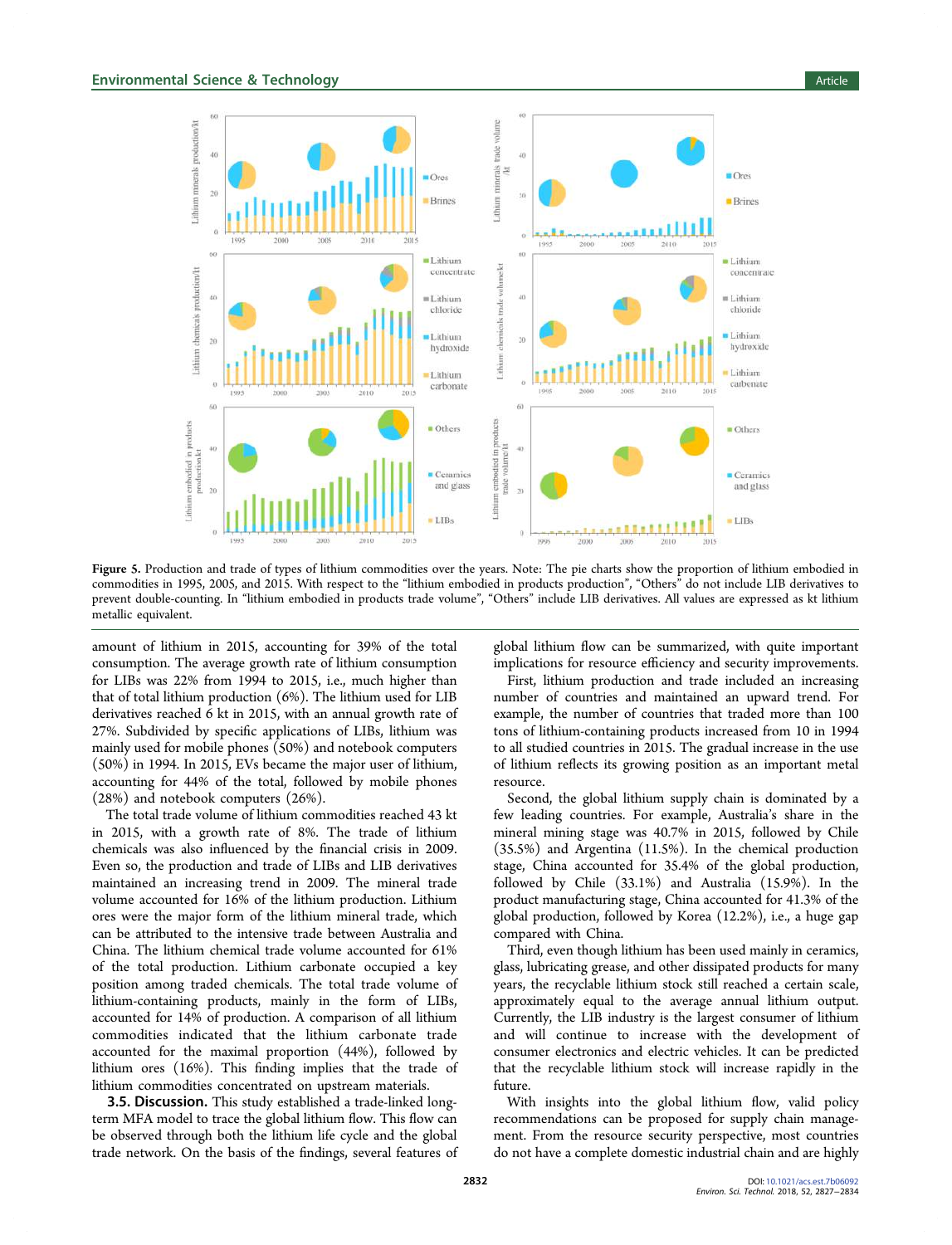Figure 5. Production and trade of types of lithium commodities over the years. Note: The pie charts show the proportion of lithium embodied in commodities in 1995, 2005, and 2015. With respect to the "lithium embodied in products production", "Others" do not include LIB derivatives to prevent double-counting. In "lithium embodied in products trade volume", "Others" include LIB derivatives. All values are expressed as kt lithium metallic equivalent.

amount of lithium in 2015, accounting for 39% of the total consumption. The average growth rate of lithium consumption for LIBs was 22% from 1994 to 2015, i.e., much higher than that of total lithium production (6%). The lithium used for LIB derivatives reached 6 kt in 2015, with an annual growth rate of 27%. Subdivided by specific applications of LIBs, lithium was mainly used for mobile phones (50%) and notebook computers (50%) in 1994. In 2015, EVs became the major user of lithium, accounting for 44% of the total, followed by mobile phones (28%) and notebook computers (26%).

The total trade volume of lithium commodities reached 43 kt in 2015, with a growth rate of 8%. The trade of lithium chemicals was also influenced by the financial crisis in 2009. Even so, the production and trade of LIBs and LIB derivatives maintained an increasing trend in 2009. The mineral trade volume accounted for 16% of the lithium production. Lithium ores were the major form of the lithium mineral trade, which can be attributed to the intensive trade between Australia and China. The lithium chemical trade volume accounted for 61% of the total production. Lithium carbonate occupied a key position among traded chemicals. The total trade volume of lithium-containing products, mainly in the form of LIBs, accounted for 14% of production. A comparison of all lithium commodities indicated that the lithium carbonate trade accounted for the maximal proportion (44%), followed by lithium ores (16%). This finding implies that the trade of lithium commodities concentrated on upstream materials.

### 3.5. Discussion.

This study established a trade-linked long-term MFA model to trace the global lithium flow. This flow can be observed through both the lithium life cycle and the global trade network. On the basis of the findings, several features of global lithium flow can be summarized, with quite important implications for resource efficiency and security improvements.

First, lithium production and trade included an increasing number of countries and maintained an upward trend. For example, the number of countries that traded more than 100 tons of lithium-containing products increased from 10 in 1994 to all studied countries in 2015. The gradual increase in the use of lithium reflects its growing position as an important metal resource.

Second, the global lithium supply chain is dominated by a few leading countries. For example, Australia's share in the mineral mining stage was 40.7% in 2015, followed by Chile (35.5%) and Argentina (11.5%). In the chemical production stage, China accounted for 35.4% of the global production, followed by Chile (33.1%) and Australia (15.9%). In the product manufacturing stage, China accounted for 41.3% of the global production, followed by Korea (12.2%), i.e., a huge gap compared with China.

Third, even though lithium has been used mainly in ceramics, glass, lubricating grease, and other dissipated products for many years, the recyclable lithium stock still reached a certain scale, approximately equal to the average annual lithium output. Currently, the LIB industry is the largest consumer of lithium and will continue to increase with the development of consumer electronics and electric vehicles. It can be predicted that the recyclable lithium stock will increase rapidly in the future.

With insights into the global lithium flow, valid policy recommendations can be proposed for supply chain management. From the resource security perspective, most countries do not have a complete domestic industrial chain and are highly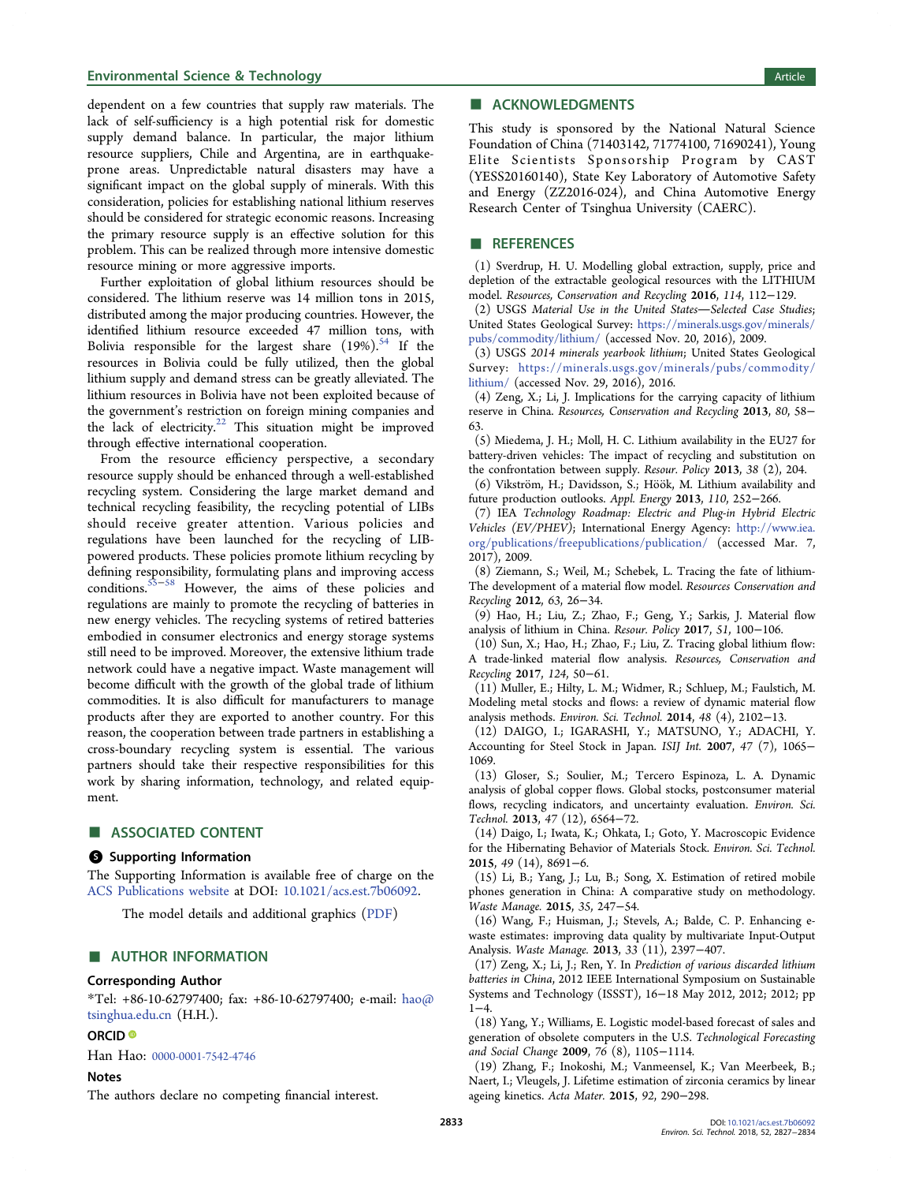dependent on a few countries that supply raw materials. The lack of self-sufficiency is a high potential risk for domestic supply demand balance. In particular, the major lithium resource suppliers, Chile and Argentina, are in earthquake-prone areas. Unpredictable natural disasters may have a significant impact on the global supply of minerals. With this consideration, policies for establishing national lithium reserves should be considered for strategic economic reasons. Increasing the primary resource supply is an effective solution for this problem. This can be realized through more intensive domestic resource mining or more aggressive imports.

Further exploitation of global lithium resources should be considered. The lithium reserve was 14 million tons in 2015, distributed among the major producing countries. However, the identified lithium resource exceeded 47 million tons, with Bolivia responsible for the largest share (19%).[54] If the resources in Bolivia could be fully utilized, then the global lithium supply and demand stress can be greatly alleviated. The lithium resources in Bolivia have not been exploited because of the government's restriction on foreign mining companies and the lack of electricity.[22] This situation might be improved through effective international cooperation.

From the resource efficiency perspective, a secondary resource supply should be enhanced through a well-established recycling system. Considering the large market demand and technical recycling feasibility, the recycling potential of LIBs should receive greater attention. Various policies and regulations have been launched for the recycling of LIB-powered products. These policies promote lithium recycling by defining responsibility, formulating plans and improving access conditions.[55−58] However, the aims of these policies and regulations are mainly to promote the recycling of batteries in new energy vehicles. The recycling systems of retired batteries embodied in consumer electronics and energy storage systems still need to be improved. Moreover, the extensive lithium trade network could have a negative impact. Waste management will become difficult with the growth of the global trade of lithium commodities. It is also difficult for manufacturers to manage products after they are exported to another country. For this reason, the cooperation between trade partners in establishing a cross-boundary recycling system is essential. The various partners should take their respective responsibilities for this work by sharing information, technology, and related equipment.

## ASSOCIATED CONTENT

### Supporting Information

The Supporting Information is available free of charge on the ACS Publications website at DOI: 10.1021/acs.est.7b06092.

The model details and additional graphics (PDF)

## AUTHOR INFORMATION

### Corresponding Author

*Tel: +86-10-62797400; fax: +86-10-62797400; e-mail: hao@tsinghua.edu.cn (H.H.).

### ORCID

Han Hao: 0000-0001-7542-4746

### Notes

The authors declare no competing financial interest.

## ACKNOWLEDGMENTS

This study is sponsored by the National Natural Science Foundation of China (71403142, 71774100, 71690241), Young Elite Scientists Sponsorship Program by CAST (YESS20160140), State Key Laboratory of Automotive Safety and Energy (ZZ2016-024), and China Automotive Energy Research Center of Tsinghua University (CAERC).

## REFERENCES

(1) Sverdrup, H. U. Modelling global extraction, supply, price and depletion of the extractable geological resources with the LITHIUM model. *Resources, Conservation and Recycling* **2016**, *114*, 112−129.

(2) USGS *Material Use in the United States—Selected Case Studies*; United States Geological Survey: https://minerals.usgs.gov/minerals/pubs/commodity/lithium/ (accessed Nov. 20, 2016), 2009.

(3) USGS *2014 minerals yearbook lithium*; United States Geological Survey: https://minerals.usgs.gov/minerals/pubs/commodity/lithium/ (accessed Nov. 29, 2016), 2016.

(4) Zeng, X.; Li, J. Implications for the carrying capacity of lithium reserve in China. *Resources, Conservation and Recycling* **2013**, *80*, 58−63.

(5) Miedema, J. H.; Moll, H. C. Lithium availability in the EU27 for battery-driven vehicles: The impact of recycling and substitution on the confrontation between supply. *Resour. Policy* **2013**, *38* (2), 204.

(6) Vikström, H.; Davidsson, S.; Höök, M. Lithium availability and future production outlooks. *Appl. Energy* **2013**, *110*, 252−266.

(7) IEA *Technology Roadmap: Electric and Plug-in Hybrid Electric Vehicles (EV/PHEV)*; International Energy Agency: http://www.iea.org/publications/freepublications/publication/ (accessed Mar. 7, 2017), 2009.

(8) Ziemann, S.; Weil, M.; Schebek, L. Tracing the fate of lithium-The development of a material flow model. *Resources Conservation and Recycling* **2012**, *63*, 26−34.

(9) Hao, H.; Liu, Z.; Zhao, F.; Geng, Y.; Sarkis, J. Material flow analysis of lithium in China. *Resour. Policy* **2017**, *51*, 100−106.

(10) Sun, X.; Hao, H.; Zhao, F.; Liu, Z. Tracing global lithium flow: A trade-linked material flow analysis. *Resources, Conservation and Recycling* **2017**, *124*, 50−61.

(11) Muller, E.; Hilty, L. M.; Widmer, R.; Schluep, M.; Faulstich, M. Modeling metal stocks and flows: a review of dynamic material flow analysis methods. *Environ. Sci. Technol.* **2014**, *48* (4), 2102−13.

(12) DAIGO, I.; IGARASHI, Y.; MATSUNO, Y.; ADACHI, Y. Accounting for Steel Stock in Japan. *ISIJ Int.* **2007**, *47* (7), 1065−1069.

(13) Gloser, S.; Soulier, M.; Tercero Espinoza, L. A. Dynamic analysis of global copper flows. Global stocks, postconsumer material flows, recycling indicators, and uncertainty evaluation. *Environ. Sci. Technol.* **2013**, *47* (12), 6564−72.

(14) Daigo, I.; Iwata, K.; Ohkata, I.; Goto, Y. Macroscopic Evidence for the Hibernating Behavior of Materials Stock. *Environ. Sci. Technol.* **2015**, *49* (14), 8691−6.

(15) Li, B.; Yang, J.; Lu, B.; Song, X. Estimation of retired mobile phones generation in China: A comparative study on methodology. *Waste Manage.* **2015**, *35*, 247−54.

(16) Wang, F.; Huisman, J.; Stevels, A.; Balde, C. P. Enhancing e-waste estimates: improving data quality by multivariate Input-Output Analysis. *Waste Manage.* **2013**, *33* (11), 2397−407.

(17) Zeng, X.; Li, J.; Ren, Y. In *Prediction of various discarded lithium batteries in China*, 2012 IEEE International Symposium on Sustainable Systems and Technology (ISSST), 16−18 May 2012, 2012; 2012; pp 1−4.

(18) Yang, Y.; Williams, E. Logistic model-based forecast of sales and generation of obsolete computers in the U.S. *Technological Forecasting and Social Change* **2009**, *76* (8), 1105−1114.

(19) Zhang, F.; Inokoshi, M.; Vanmeensel, K.; Van Meerbeek, B.; Naert, I.; Vleugels, J. Lifetime estimation of zirconia ceramics by linear ageing kinetics. *Acta Mater.* **2015**, *92*, 290−298.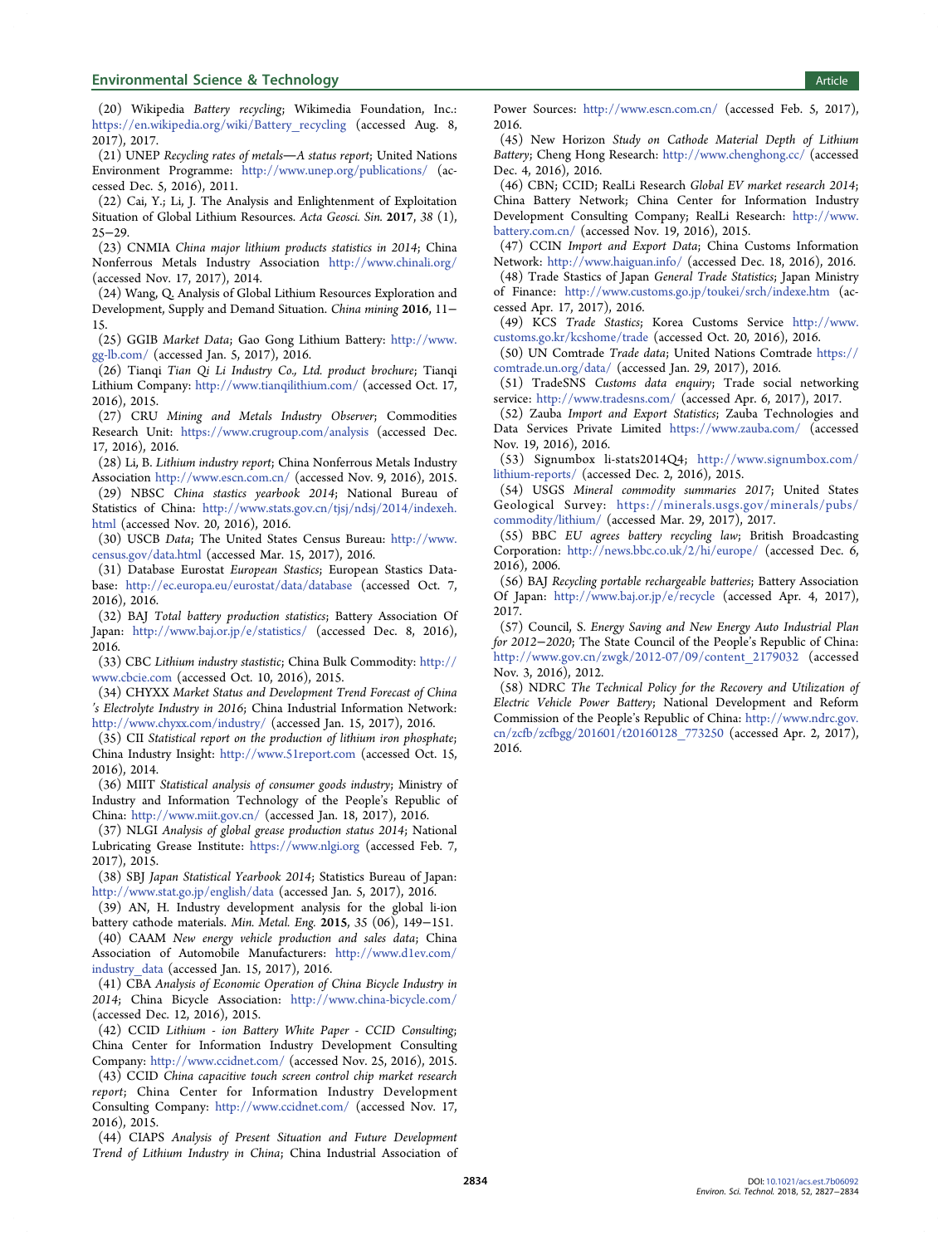(20) Wikipedia *Battery recycling*; Wikimedia Foundation, Inc.: https://en.wikipedia.org/wiki/Battery_recycling (accessed Aug. 8, 2017), 2017.

(21) UNEP *Recycling rates of metals—A status report*; United Nations Environment Programme: http://www.unep.org/publications/ (accessed Dec. 5, 2016), 2011.

(22) Cai, Y.; Li, J. The Analysis and Enlightenment of Exploitation Situation of Global Lithium Resources. *Acta Geosci. Sin.* **2017**, *38* (1), 25−29.

(23) CNMIA *China major lithium products statistics in 2014*; China Nonferrous Metals Industry Association http://www.chinali.org/ (accessed Nov. 17, 2017), 2014.

(24) Wang, Q. Analysis of Global Lithium Resources Exploration and Development, Supply and Demand Situation. *China mining* **2016**, 11−15.

(25) GGIB *Market Data*; Gao Gong Lithium Battery: http://www.gg-lb.com/ (accessed Jan. 5, 2017), 2016.

(26) Tianqi *Tian Qi Li Industry Co., Ltd. product brochure*; Tianqi Lithium Company: http://www.tianqilithium.com/ (accessed Oct. 17, 2016), 2015.

(27) CRU *Mining and Metals Industry Observer*; Commodities Research Unit: https://www.crugroup.com/analysis (accessed Dec. 17, 2016), 2016.

(28) Li, B. *Lithium industry report*; China Nonferrous Metals Industry Association http://www.escn.com.cn/ (accessed Nov. 9, 2016), 2015.

(29) NBSC *China stastics yearbook 2014*; National Bureau of Statistics of China: http://www.stats.gov.cn/tjsj/ndsj/2014/indexeh.html (accessed Nov. 20, 2016), 2016.

(30) USCB *Data*; The United States Census Bureau: http://www.census.gov/data.html (accessed Mar. 15, 2017), 2016.

(31) Database Eurostat *European Stastics*; European Stastics Database: http://ec.europa.eu/eurostat/data/database (accessed Oct. 7, 2016), 2016.

(32) BAJ *Total battery production statistics*; Battery Association Of Japan: http://www.baj.or.jp/e/statistics/ (accessed Dec. 8, 2016), 2016.

(33) CBC *Lithium industry stastistic*; China Bulk Commodity: http://www.cbcie.com (accessed Oct. 10, 2016), 2015.

(34) CHYXX *Market Status and Development Trend Forecast of China's Electrolyte Industry in 2016*; China Industrial Information Network: http://www.chyxx.com/industry/ (accessed Jan. 15, 2017), 2016.

(35) CII *Statistical report on the production of lithium iron phosphate*; China Industry Insight: http://www.51report.com (accessed Oct. 15, 2016), 2014.

(36) MIIT *Statistical analysis of consumer goods industry*; Ministry of Industry and Information Technology of the People's Republic of China: http://www.miit.gov.cn/ (accessed Jan. 18, 2017), 2016.

(37) NLGI *Analysis of global grease production status 2014*; National Lubricating Grease Institute: https://www.nlgi.org (accessed Feb. 7, 2017), 2015.

(38) SBJ *Japan Statistical Yearbook 2014*; Statistics Bureau of Japan: http://www.stat.go.jp/english/data (accessed Jan. 5, 2017), 2016.

(39) AN, H. Industry development analysis for the global li-ion battery cathode materials. *Min. Metal. Eng.* **2015**, 35 (06), 149−151.

(40) CAAM *New energy vehicle production and sales data*; China Association of Automobile Manufacturers: http://www.d1ev.com/industry_data (accessed Jan. 15, 2017), 2016.

(41) CBA *Analysis of Economic Operation of China Bicycle Industry in 2014*; China Bicycle Association: http://www.china-bicycle.com/ (accessed Dec. 12, 2016), 2015.

(42) CCID *Lithium - ion Battery White Paper - CCID Consulting*; China Center for Information Industry Development Consulting Company: http://www.ccidnet.com/ (accessed Nov. 25, 2016), 2015.

(43) CCID *China capacitive touch screen control chip market research report*; China Center for Information Industry Development Consulting Company: http://www.ccidnet.com/ (accessed Nov. 17, 2016), 2015.

(44) CIAPS *Analysis of Present Situation and Future Development Trend of Lithium Industry in China*; China Industrial Association of Power Sources: http://www.escn.com.cn/ (accessed Feb. 5, 2017), 2016.

(45) New Horizon *Study on Cathode Material Depth of Lithium Battery*; Cheng Hong Research: http://www.chenghong.cc/ (accessed Dec. 4, 2016), 2016.

(46) CBN; CCID; RealLi Research *Global EV market research 2014*; China Battery Network; China Center for Information Industry Development Consulting Company; RealLi Research: http://www.battery.com.cn/ (accessed Nov. 19, 2016), 2015.

(47) CCIN *Import and Export Data*; China Customs Information Network: http://www.haiguan.info/ (accessed Dec. 18, 2016), 2016.

(48) Trade Stastics of Japan *General Trade Statistics*; Japan Ministry of Finance: http://www.customs.go.jp/toukei/srch/indexe.htm (accessed Apr. 17, 2017), 2016.

(49) KCS *Trade Stastics*; Korea Customs Service http://www.customs.go.kr/kcshome/trade (accessed Oct. 20, 2016), 2016.

(50) UN Comtrade *Trade data*; United Nations Comtrade https://comtrade.un.org/data/ (accessed Jan. 29, 2017), 2016.

(51) TradeSNS *Customs data enquiry*; Trade social networking service: http://www.tradesns.com/ (accessed Apr. 6, 2017), 2017.

(52) Zauba *Import and Export Statistics*; Zauba Technologies and Data Services Private Limited https://www.zauba.com/ (accessed Nov. 19, 2016), 2016.

(53) Signumbox li-stats2014Q4; http://www.signumbox.com/lithium-reports/ (accessed Dec. 2, 2016), 2015.

(54) USGS *Mineral commodity summaries 2017*; United States Geological Survey: https://minerals.usgs.gov/minerals/pubs/commodity/lithium/ (accessed Mar. 29, 2017), 2017.

(55) BBC *EU agrees battery recycling law*; British Broadcasting Corporation: http://news.bbc.co.uk/2/hi/europe/ (accessed Dec. 6, 2016), 2006.

(56) BAJ *Recycling portable rechargeable batteries*; Battery Association Of Japan: http://www.baj.or.jp/e/recycle (accessed Apr. 4, 2017), 2017.

(57) Council, S. *Energy Saving and New Energy Auto Industrial Plan for 2012*−*2020*; The State Council of the People's Republic of China: http://www.gov.cn/zwgk/2012-07/09/content_2179032 (accessed Nov. 3, 2016), 2012.

(58) NDRC *The Technical Policy for the Recovery and Utilization of Electric Vehicle Power Battery*; National Development and Reform Commission of the People's Republic of China: http://www.ndrc.gov.cn/zcfb/zcfbgg/201601/t20160128_773250 (accessed Apr. 2, 2017), 2016.